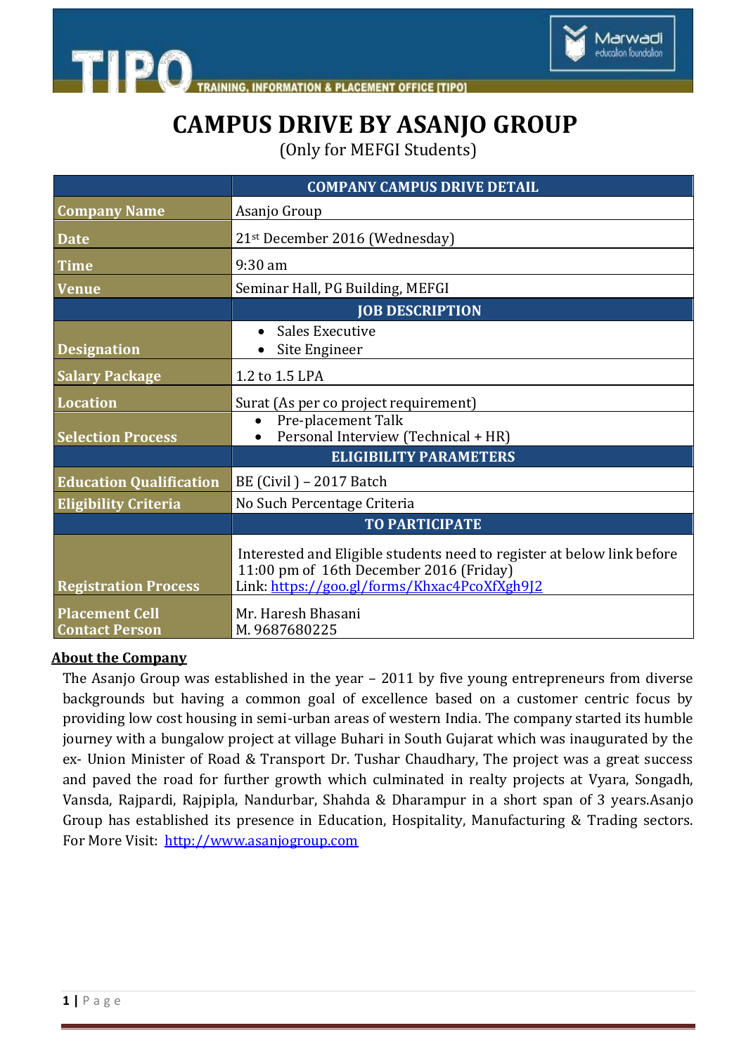# CAMPUS DRIVE BY ASANJO GROUP

(Only for MEFGI Students)

| | COMPANY CAMPUS DRIVE DETAIL |
|---|---|
| **Company Name** | Asanjo Group |
| **Date** | 21st December 2016 (Wednesday) |
| **Time** | 9:30 am |
| **Venue** | Seminar Hall, PG Building, MEFGI |
| | **JOB DESCRIPTION** |
| **Designation** | • Sales Executive<br>• Site Engineer |
| **Salary Package** | 1.2 to 1.5 LPA |
| **Location** | Surat (As per co project requirement) |
| **Selection Process** | • Pre-placement Talk<br>• Personal Interview (Technical + HR) |
| | **ELIGIBILITY PARAMETERS** |
| **Education Qualification** | BE (Civil ) – 2017 Batch |
| **Eligibility Criteria** | No Such Percentage Criteria |
| | **TO PARTICIPATE** |
| **Registration Process** | Interested and Eligible students need to register at below link before 11:00 pm of 16th December 2016 (Friday)<br>Link: https://goo.gl/forms/Khxac4PcoXfXgh9J2 |
| **Placement Cell Contact Person** | Mr. Haresh Bhasani<br>M. 9687680225 |

## About the Company

The Asanjo Group was established in the year – 2011 by five young entrepreneurs from diverse backgrounds but having a common goal of excellence based on a customer centric focus by providing low cost housing in semi-urban areas of western India. The company started its humble journey with a bungalow project at village Buhari in South Gujarat which was inaugurated by the ex- Union Minister of Road & Transport Dr. Tushar Chaudhary, The project was a great success and paved the road for further growth which culminated in realty projects at Vyara, Songadh, Vansda, Rajpardi, Rajpipla, Nandurbar, Shahda & Dharampur in a short span of 3 years.Asanjo Group has established its presence in Education, Hospitality, Manufacturing & Trading sectors. For More Visit: http://www.asanjogroup.com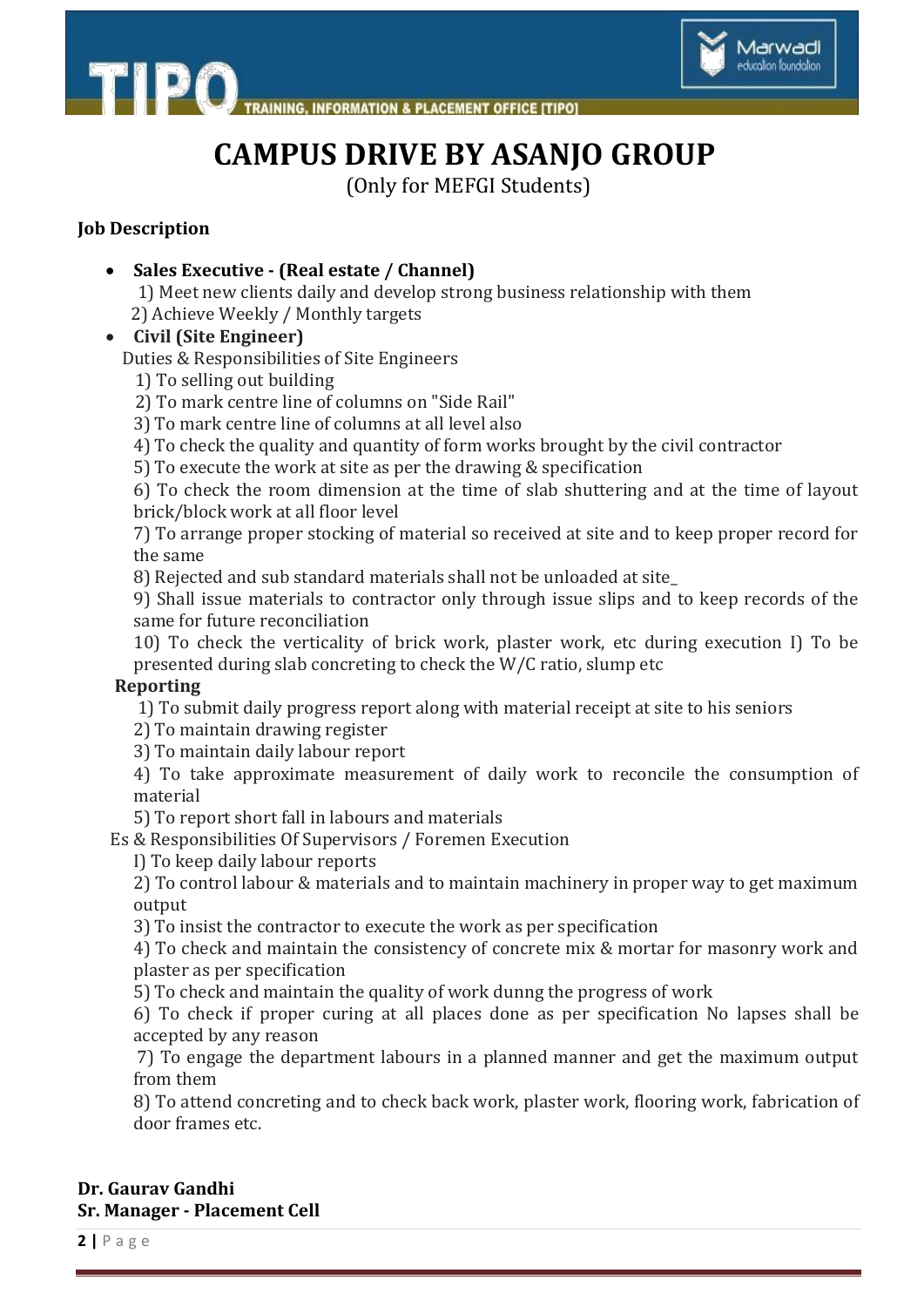# CAMPUS DRIVE BY ASANJO GROUP

(Only for MEFGI Students)

**Job Description**

- **Sales Executive - (Real estate / Channel)**
  1) Meet new clients daily and develop strong business relationship with them
  2) Achieve Weekly / Monthly targets
- **Civil (Site Engineer)**

  Duties & Responsibilities of Site Engineers

  1) To selling out building
  2) To mark centre line of columns on "Side Rail"
  3) To mark centre line of columns at all level also
  4) To check the quality and quantity of form works brought by the civil contractor
  5) To execute the work at site as per the drawing & specification
  6) To check the room dimension at the time of slab shuttering and at the time of layout brick/block work at all floor level
  7) To arrange proper stocking of material so received at site and to keep proper record for the same
  8) Rejected and sub standard materials shall not be unloaded at site_
  9) Shall issue materials to contractor only through issue slips and to keep records of the same for future reconciliation
  10) To check the verticality of brick work, plaster work, etc during execution I) To be presented during slab concreting to check the W/C ratio, slump etc

  **Reporting**

  1) To submit daily progress report along with material receipt at site to his seniors
  2) To maintain drawing register
  3) To maintain daily labour report
  4) To take approximate measurement of daily work to reconcile the consumption of material
  5) To report short fall in labours and materials

  Es & Responsibilities Of Supervisors / Foremen Execution

  I) To keep daily labour reports
  2) To control labour & materials and to maintain machinery in proper way to get maximum output
  3) To insist the contractor to execute the work as per specification
  4) To check and maintain the consistency of concrete mix & mortar for masonry work and plaster as per specification
  5) To check and maintain the quality of work dunng the progress of work
  6) To check if proper curing at all places done as per specification No lapses shall be accepted by any reason
  7) To engage the department labours in a planned manner and get the maximum output from them
  8) To attend concreting and to check back work, plaster work, flooring work, fabrication of door frames etc.

**Dr. Gaurav Gandhi**
**Sr. Manager - Placement Cell**